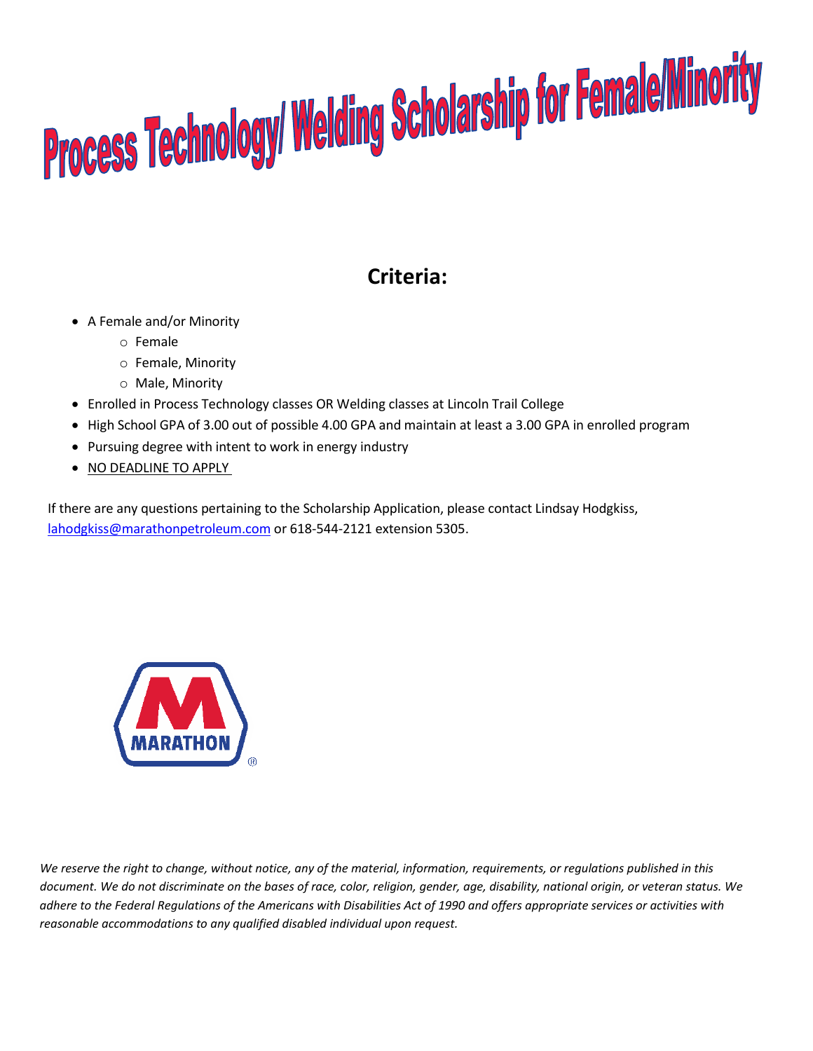# Process Technology/ Welding Scholarship for Female/Minority

## Criteria:

- A Female and/or Minority
  - Female
  - Female, Minority
  - Male, Minority
- Enrolled in Process Technology classes OR Welding classes at Lincoln Trail College
- High School GPA of 3.00 out of possible 4.00 GPA and maintain at least a 3.00 GPA in enrolled program
- Pursuing degree with intent to work in energy industry
- NO DEADLINE TO APPLY

If there are any questions pertaining to the Scholarship Application, please contact Lindsay Hodgkiss, lahodgkiss@marathonpetroleum.com or 618-544-2121 extension 5305.

MARATHON

*We reserve the right to change, without notice, any of the material, information, requirements, or regulations published in this document. We do not discriminate on the bases of race, color, religion, gender, age, disability, national origin, or veteran status. We adhere to the Federal Regulations of the Americans with Disabilities Act of 1990 and offers appropriate services or activities with reasonable accommodations to any qualified disabled individual upon request.*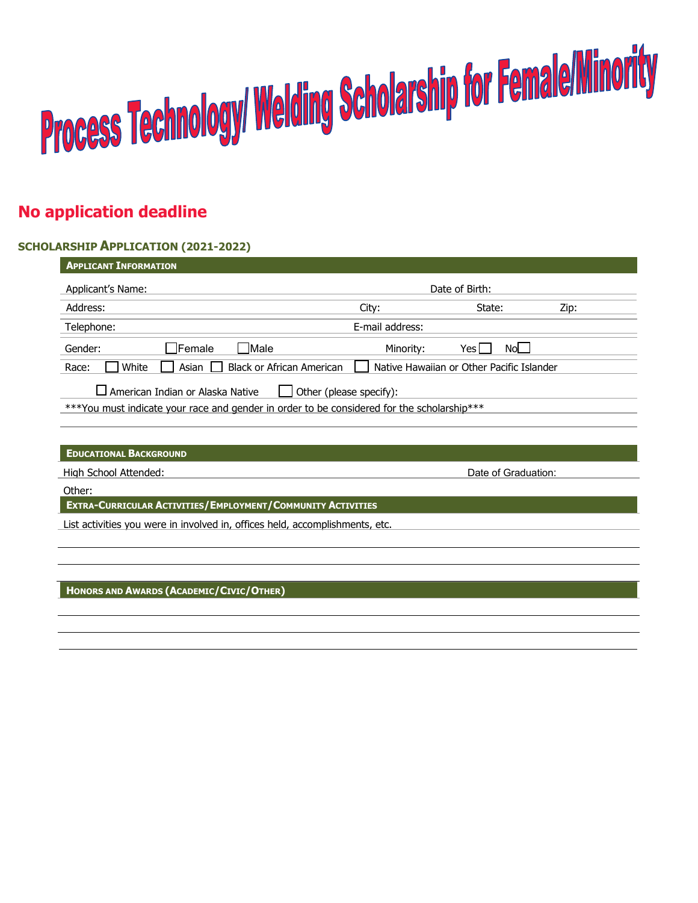# Process Technology/ Welding Scholarship for Female/Minority

## No application deadline

### SCHOLARSHIP APPLICATION (2021-2022)

**APPLICANT INFORMATION**

Applicant's Name: Date of Birth:

Address: City: State: Zip:

Telephone: E-mail address:

Gender: ☐ Female ☐ Male Minority: Yes ☐ No ☐

Race: ☐ White ☐ Asian ☐ Black or African American ☐ Native Hawaiian or Other Pacific Islander

☐ American Indian or Alaska Native ☐ Other (please specify):

***You must indicate your race and gender in order to be considered for the scholarship***

**EDUCATIONAL BACKGROUND**

High School Attended: Date of Graduation:

Other:

**EXTRA-CURRICULAR ACTIVITIES/EMPLOYMENT/COMMUNITY ACTIVITIES**

List activities you were in involved in, offices held, accomplishments, etc.

**HONORS AND AWARDS (ACADEMIC/CIVIC/OTHER)**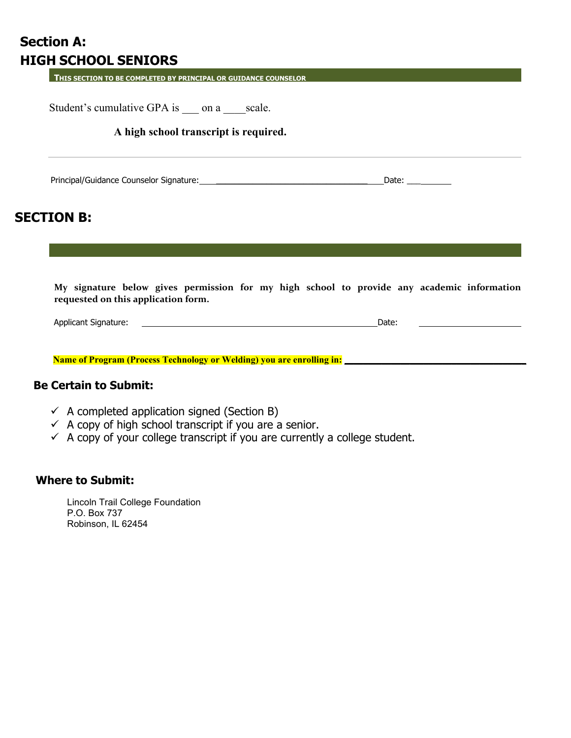## Section A:
## HIGH SCHOOL SENIORS

**THIS SECTION TO BE COMPLETED BY PRINCIPAL OR GUIDANCE COUNSELOR**

Student's cumulative GPA is ___ on a ____scale.

**A high school transcript is required.**

---

Principal/Guidance Counselor Signature: ________________________________ Date: __________

## SECTION B:

**My signature below gives permission for my high school to provide any academic information requested on this application form.**

Applicant Signature: ____________________________________________ Date: ____________________

**Name of Program (Process Technology or Welding) you are enrolling in:** ____________________________________

### Be Certain to Submit:

- ✓ A completed application signed (Section B)
- ✓ A copy of high school transcript if you are a senior.
- ✓ A copy of your college transcript if you are currently a college student.

### Where to Submit:

Lincoln Trail College Foundation
P.O. Box 737
Robinson, IL 62454